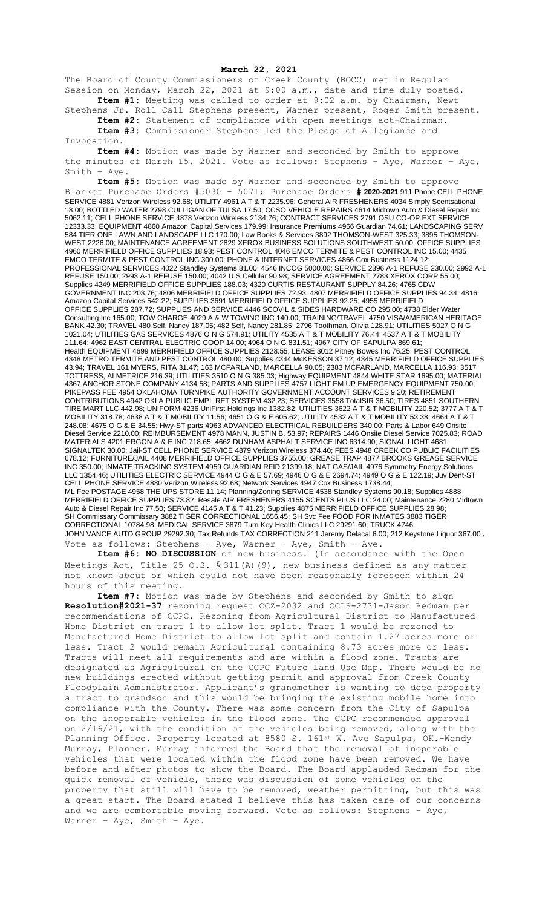# March 22, 2021

The Board of County Commissioners of Creek County (BOCC) met in Regular Session on Monday, March 22, 2021 at 9:00 a.m., date and time duly posted.

**Item #1:** Meeting was called to order at 9:02 a.m. by Chairman, Newt Stephens Jr. Roll Call Stephens present, Warner present, Roger Smith present.

**Item #2:** Statement of compliance with open meetings act-Chairman.

**Item #3:** Commissioner Stephens led the Pledge of Allegiance and Invocation.

**Item #4:** Motion was made by Warner and seconded by Smith to approve the minutes of March 15, 2021. Vote as follows: Stephens – Aye, Warner – Aye, Smith – Aye.

**Item #5:** Motion was made by Warner and seconded by Smith to approve Blanket Purchase Orders #5030 - 5071; Purchase Orders **# 2020-2021** 911 Phone CELL PHONE SERVICE 4881 Verizon Wireless 92.68; UTILITY 4961 A T & T 2235.96; General AIR FRESHENERS 4034 Simply Scentsational 18.00; BOTTLED WATER 2798 CULLIGAN OF TULSA 17.50; CCSO VEHICLE REPAIRS 4614 Midtown Auto & Diesel Repair Inc 5062.11; CELL PHONE SERVICE 4878 Verizon Wireless 2134.76; CONTRACT SERVICES 2791 OSU CO-OP EXT SERVICE 12333.33; EQUIPMENT 4860 Amazon Capital Services 179.99; Insurance Premiums 4966 Guardian 74.61; LANDSCAPING SERV 584 TIER ONE LAWN AND LANDSCAPE LLC 170.00; Law Books & Services 3892 THOMSON-WEST 325.33; 3895 THOMSON-WEST 2226.00; MAINTENANCE AGREEMENT 2829 XEROX BUSINESS SOLUTIONS SOUTHWEST 50.00; OFFICE SUPPLIES 4960 MERRIFIELD OFFICE SUPPLIES 18.93; PEST CONTROL 4046 EMCO TERMITE & PEST CONTROL INC 15.00; 4435 EMCO TERMITE & PEST CONTROL INC 300.00; PHONE & INTERNET SERVICES 4866 Cox Business 1124.12; PROFESSIONAL SERVICES 4022 Standley Systems 81.00; 4546 INCOG 5000.00; SERVICE 2396 A-1 REFUSE 230.00; 2992 A-1 REFUSE 150.00; 2993 A-1 REFUSE 150.00; 4042 U S Cellular 90.98; SERVICE AGREEMENT 2783 XEROX CORP 55.00; Supplies 4249 MERRIFIELD OFFICE SUPPLIES 188.03; 4320 CURTIS RESTAURANT SUPPLY 84.26; 4765 CDW GOVERNMENT INC 203.76; 4806 MERRIFIELD OFFICE SUPPLIES 72.93; 4807 MERRIFIELD OFFICE SUPPLIES 94.34; 4816 Amazon Capital Services 542.22; SUPPLIES 3691 MERRIFIELD OFFICE SUPPLIES 92.25; 4955 MERRIFIELD OFFICE SUPPLIES 287.72; SUPPLIES AND SERVICE 4446 SCOVIL & SIDES HARDWARE CO 295.00; 4738 Elder Water Consulting Inc 165.00; TOW CHARGE 4029 A & W TOWING INC 140.00; TRAINING/TRAVEL 4750 VISA/AMERICAN HERITAGE BANK 42.30; TRAVEL 480 Self, Nancy 187.05; 482 Self, Nancy 281.85; 2796 Toothman, Olivia 128.91; UTILITIES 5027 O N G 1021.04; UTILITIES GAS SERVICES 4876 O N G 574.91; UTILITY 4535 A T & T MOBILITY 76.44; 4537 A T & T MOBILITY 111.64; 4962 EAST CENTRAL ELECTRIC COOP 14.00; 4964 O N G 831.51; 4967 CITY OF SAPULPA 869.61; Health EQUIPMENT 4699 MERRIFIELD OFFICE SUPPLIES 2128.55; LEASE 3012 Pitney Bowes Inc 76.25; PEST CONTROL 4348 METRO TERMITE AND PEST CONTROL 480.00; Supplies 4344 McKESSON 37.12; 4345 MERRIFIELD OFFICE SUPPLIES 43.94; TRAVEL 161 MYERS, RITA 31.47; 163 MCFARLAND, MARCELLA 90.05; 2383 MCFARLAND, MARCELLA 116.93; 3517 TOTTRESS, ALMETRICE 216.39; UTILITIES 3510 O N G 385.03; Highway EQUIPMENT 4844 WHITE STAR 1695.00; MATERIAL 4367 ANCHOR STONE COMPANY 4134.58; PARTS AND SUPPLIES 4757 LIGHT EM UP EMERGENCY EQUIPMENT 750.00; PIKEPASS FEE 4954 OKLAHOMA TURNPIKE AUTHORITY GOVERNMENT ACCOUNT SERVICES 9.20; RETIREMENT CONTRIBUTIONS 4942 OKLA PUBLIC EMPL RET SYSTEM 432.23; SERVICES 3558 TotalSIR 36.50; TIRES 4851 SOUTHERN TIRE MART LLC 442.98; UNIFORM 4236 UniFirst Holdings Inc 1382.82; UTILITIES 3622 A T & T MOBILITY 220.52; 3777 A T & T MOBILITY 318.78; 4638 A T & T MOBILITY 11.56; 4651 O G & E 605.62; UTILITY 4532 A T & T MOBILITY 53.38; 4664 A T & T 248.08; 4675 O G & E 34.55; Hwy-ST parts 4963 ADVANCED ELECTRICAL REBUILDERS 340.00; Parts & Labor 649 Onsite Diesel Service 2210.00; REIMBURSEMENT 4978 MANN, JUSTIN B. 53.97; REPAIRS 1446 Onsite Diesel Service 7025.83; ROAD MATERIALS 4201 ERGON A & E INC 718.65; 4662 DUNHAM ASPHALT SERVICE INC 6314.90; SIGNAL LIGHT 4681 SIGNALTEK 30.00; Jail-ST CELL PHONE SERVICE 4879 Verizon Wireless 374.40; FEES 4948 CREEK CO PUBLIC FACILITIES 678.12; FURNITURE/JAIL 4408 MERRIFIELD OFFICE SUPPLIES 3755.00; GREASE TRAP 4877 BROOKS GREASE SERVICE INC 350.00; INMATE TRACKING SYSTEM 4959 GUARDIAN RFID 21399.18; NAT GAS/JAIL 4976 Symmetry Energy Solutions LLC 1354.46; UTILITIES ELECTRIC SERVICE 4944 O G & E 57.69; 4946 O G & E 2694.74; 4949 O G & E 122.19; Juv Dent-ST CELL PHONE SERVICE 4880 Verizon Wireless 92.68; Network Services 4947 Cox Business 1738.44; ML Fee POSTAGE 4958 THE UPS STORE 11.14; Planning/Zoning SERVICE 4538 Standley Systems 90.18; Supplies 4888 MERRIFIELD OFFICE SUPPLIES 73.82; Resale AIR FRESHENERS 4155 SCENTS PLUS LLC 24.00; Maintenance 2280 Midtown Auto & Diesel Repair Inc 77.50; SERVICE 4145 A T & T 41.23; Supplies 4875 MERRIFIELD OFFICE SUPPLIES 28.98; SH Commissary Commissary 3882 TIGER CORRECTIONAL 1656.45; SH Svc Fee FOOD FOR INMATES 3883 TIGER CORRECTIONAL 10784.98; MEDICAL SERVICE 3879 Turn Key Health Clinics LLC 29291.60; TRUCK 4746 JOHN VANCE AUTO GROUP 29292.30; Tax Refunds TAX CORRECTION 211 Jeremy Delacal 6.00; 212 Keystone Liquor 367.00. Vote as follows: Stephens – Aye, Warner – Aye, Smith – Aye.

**Item #6: NO DISCUSSION** of new business. (In accordance with the Open Meetings Act, Title 25 O.S. § 311(A)(9), new business defined as any matter not known about or which could not have been reasonably foreseen within 24 hours of this meeting.

**Item #7:** Motion was made by Stephens and seconded by Smith to sign **Resolution#2021-37** rezoning request CCZ-2032 and CCLS-2731-Jason Redman per recommendations of CCPC. Rezoning from Agricultural District to Manufactured Home District on tract 1 to allow lot split. Tract 1 would be rezoned to Manufactured Home District to allow lot split and contain 1.27 acres more or less. Tract 2 would remain Agricultural containing 8.73 acres more or less. Tracts will meet all requirements and are within a flood zone. Tracts are designated as Agricultural on the CCPC Future Land Use Map. There would be no new buildings erected without getting permit and approval from Creek County Floodplain Administrator. Applicant's grandmother is wanting to deed property a tract to grandson and this would be bringing the existing mobile home into compliance with the County. There was some concern from the City of Sapulpa on the inoperable vehicles in the flood zone. The CCPC recommended approval on 2/16/21, with the condition of the vehicles being removed, along with the Planning Office. Property located at 8580 S. 161st W. Ave Sapulpa, OK.-Wendy Murray, Planner. Murray informed the Board that the removal of inoperable vehicles that were located within the flood zone have been removed. We have before and after photos to show the Board. The Board applauded Redman for the quick removal of vehicle, there was discussion of some vehicles on the property that still will have to be removed, weather permitting, but this was a great start. The Board stated I believe this has taken care of our concerns and we are comfortable moving forward. Vote as follows: Stephens – Aye, Warner – Aye, Smith – Aye.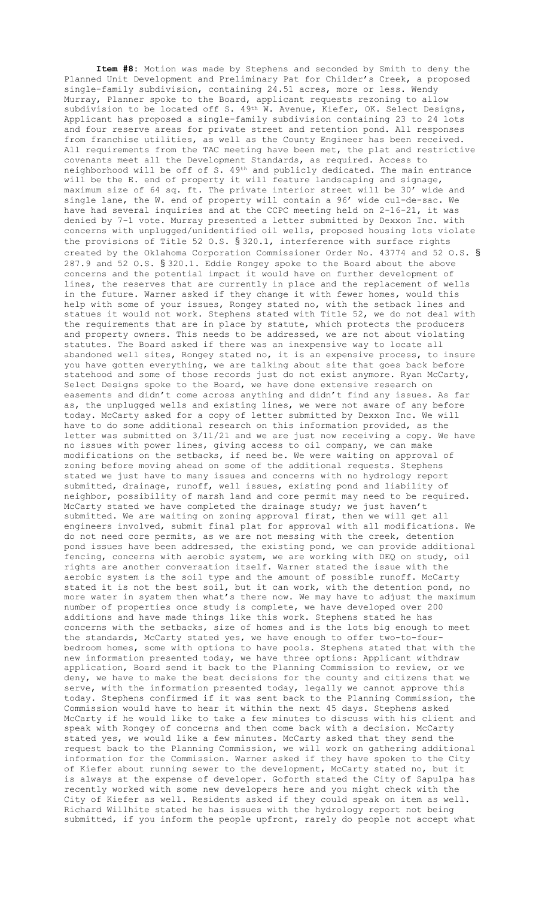**Item #8:** Motion was made by Stephens and seconded by Smith to deny the Planned Unit Development and Preliminary Pat for Childer's Creek, a proposed single-family subdivision, containing 24.51 acres, more or less. Wendy Murray, Planner spoke to the Board, applicant requests rezoning to allow subdivision to be located off S. 49th W. Avenue, Kiefer, OK. Select Designs, Applicant has proposed a single-family subdivision containing 23 to 24 lots and four reserve areas for private street and retention pond. All responses from franchise utilities, as well as the County Engineer has been received. All requirements from the TAC meeting have been met, the plat and restrictive covenants meet all the Development Standards, as required. Access to neighborhood will be off of S. 49th and publicly dedicated. The main entrance will be the E. end of property it will feature landscaping and signage, maximum size of 64 sq. ft. The private interior street will be 30' wide and single lane, the W. end of property will contain a 96' wide cul-de-sac. We have had several inquiries and at the CCPC meeting held on 2-16-21, it was denied by 7-1 vote. Murray presented a letter submitted by Dexxon Inc. with concerns with unplugged/unidentified oil wells, proposed housing lots violate the provisions of Title 52 O.S. § 320.1, interference with surface rights created by the Oklahoma Corporation Commissioner Order No. 43774 and 52 O.S. § 287.9 and 52 O.S. § 320.1. Eddie Rongey spoke to the Board about the above concerns and the potential impact it would have on further development of lines, the reserves that are currently in place and the replacement of wells in the future. Warner asked if they change it with fewer homes, would this help with some of your issues, Rongey stated no, with the setback lines and statues it would not work. Stephens stated with Title 52, we do not deal with the requirements that are in place by statute, which protects the producers and property owners. This needs to be addressed, we are not about violating statutes. The Board asked if there was an inexpensive way to locate all abandoned well sites, Rongey stated no, it is an expensive process, to insure you have gotten everything, we are talking about site that goes back before statehood and some of those records just do not exist anymore. Ryan McCarty, Select Designs spoke to the Board, we have done extensive research on easements and didn't come across anything and didn't find any issues. As far as, the unplugged wells and existing lines, we were not aware of any before today. McCarty asked for a copy of letter submitted by Dexxon Inc. We will have to do some additional research on this information provided, as the letter was submitted on 3/11/21 and we are just now receiving a copy. We have no issues with power lines, giving access to oil company, we can make modifications on the setbacks, if need be. We were waiting on approval of zoning before moving ahead on some of the additional requests. Stephens stated we just have to many issues and concerns with no hydrology report submitted, drainage, runoff, well issues, existing pond and liability of neighbor, possibility of marsh land and core permit may need to be required. McCarty stated we have completed the drainage study; we just haven't submitted. We are waiting on zoning approval first, then we will get all engineers involved, submit final plat for approval with all modifications. We do not need core permits, as we are not messing with the creek, detention pond issues have been addressed, the existing pond, we can provide additional fencing, concerns with aerobic system, we are working with DEQ on study, oil rights are another conversation itself. Warner stated the issue with the aerobic system is the soil type and the amount of possible runoff. McCarty stated it is not the best soil, but it can work, with the detention pond, no more water in system then what's there now. We may have to adjust the maximum number of properties once study is complete, we have developed over 200 additions and have made things like this work. Stephens stated he has concerns with the setbacks, size of homes and is the lots big enough to meet the standards, McCarty stated yes, we have enough to offer two-to-four-bedroom homes, some with options to have pools. Stephens stated that with the new information presented today, we have three options: Applicant withdraw application, Board send it back to the Planning Commission to review, or we deny, we have to make the best decisions for the county and citizens that we serve, with the information presented today, legally we cannot approve this today. Stephens confirmed if it was sent back to the Planning Commission, the Commission would have to hear it within the next 45 days. Stephens asked McCarty if he would like to take a few minutes to discuss with his client and speak with Rongey of concerns and then come back with a decision. McCarty stated yes, we would like a few minutes. McCarty asked that they send the request back to the Planning Commission, we will work on gathering additional information for the Commission. Warner asked if they have spoken to the City of Kiefer about running sewer to the development, McCarty stated no, but it is always at the expense of developer. Goforth stated the City of Sapulpa has recently worked with some new developers here and you might check with the City of Kiefer as well. Residents asked if they could speak on item as well. Richard Willhite stated he has issues with the hydrology report not being submitted, if you inform the people upfront, rarely do people not accept what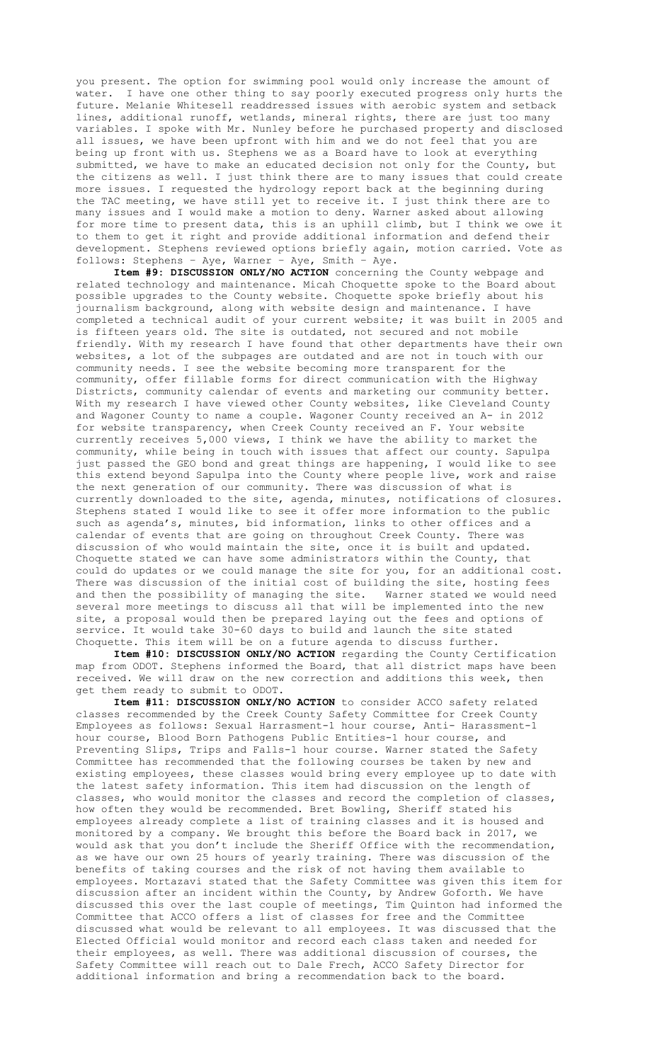you present. The option for swimming pool would only increase the amount of water. I have one other thing to say poorly executed progress only hurts the future. Melanie Whitesell readdressed issues with aerobic system and setback lines, additional runoff, wetlands, mineral rights, there are just too many variables. I spoke with Mr. Nunley before he purchased property and disclosed all issues, we have been upfront with him and we do not feel that you are being up front with us. Stephens we as a Board have to look at everything submitted, we have to make an educated decision not only for the County, but the citizens as well. I just think there are to many issues that could create more issues. I requested the hydrology report back at the beginning during the TAC meeting, we have still yet to receive it. I just think there are to many issues and I would make a motion to deny. Warner asked about allowing for more time to present data, this is an uphill climb, but I think we owe it to them to get it right and provide additional information and defend their development. Stephens reviewed options briefly again, motion carried. Vote as follows: Stephens – Aye, Warner – Aye, Smith – Aye.

**Item #9: DISCUSSION ONLY/NO ACTION** concerning the County webpage and related technology and maintenance. Micah Choquette spoke to the Board about possible upgrades to the County website. Choquette spoke briefly about his journalism background, along with website design and maintenance. I have completed a technical audit of your current website; it was built in 2005 and is fifteen years old. The site is outdated, not secured and not mobile friendly. With my research I have found that other departments have their own websites, a lot of the subpages are outdated and are not in touch with our community needs. I see the website becoming more transparent for the community, offer fillable forms for direct communication with the Highway Districts, community calendar of events and marketing our community better. With my research I have viewed other County websites, like Cleveland County and Wagoner County to name a couple. Wagoner County received an A- in 2012 for website transparency, when Creek County received an F. Your website currently receives 5,000 views, I think we have the ability to market the community, while being in touch with issues that affect our county. Sapulpa just passed the GEO bond and great things are happening, I would like to see this extend beyond Sapulpa into the County where people live, work and raise the next generation of our community. There was discussion of what is currently downloaded to the site, agenda, minutes, notifications of closures. Stephens stated I would like to see it offer more information to the public such as agenda's, minutes, bid information, links to other offices and a calendar of events that are going on throughout Creek County. There was discussion of who would maintain the site, once it is built and updated. Choquette stated we can have some administrators within the County, that could do updates or we could manage the site for you, for an additional cost. There was discussion of the initial cost of building the site, hosting fees and then the possibility of managing the site. Warner stated we would need several more meetings to discuss all that will be implemented into the new site, a proposal would then be prepared laying out the fees and options of service. It would take 30-60 days to build and launch the site stated Choquette. This item will be on a future agenda to discuss further.

**Item #10: DISCUSSION ONLY/NO ACTION** regarding the County Certification map from ODOT. Stephens informed the Board, that all district maps have been received. We will draw on the new correction and additions this week, then get them ready to submit to ODOT.

**Item #11: DISCUSSION ONLY/NO ACTION** to consider ACCO safety related classes recommended by the Creek County Safety Committee for Creek County Employees as follows: Sexual Harrasment-1 hour course, Anti- Harassment-1 hour course, Blood Born Pathogens Public Entities-1 hour course, and Preventing Slips, Trips and Falls-1 hour course. Warner stated the Safety Committee has recommended that the following courses be taken by new and existing employees, these classes would bring every employee up to date with the latest safety information. This item had discussion on the length of classes, who would monitor the classes and record the completion of classes, how often they would be recommended. Bret Bowling, Sheriff stated his employees already complete a list of training classes and it is housed and monitored by a company. We brought this before the Board back in 2017, we would ask that you don't include the Sheriff Office with the recommendation, as we have our own 25 hours of yearly training. There was discussion of the benefits of taking courses and the risk of not having them available to employees. Mortazavi stated that the Safety Committee was given this item for discussion after an incident within the County, by Andrew Goforth. We have discussed this over the last couple of meetings, Tim Quinton had informed the Committee that ACCO offers a list of classes for free and the Committee discussed what would be relevant to all employees. It was discussed that the Elected Official would monitor and record each class taken and needed for their employees, as well. There was additional discussion of courses, the Safety Committee will reach out to Dale Frech, ACCO Safety Director for additional information and bring a recommendation back to the board.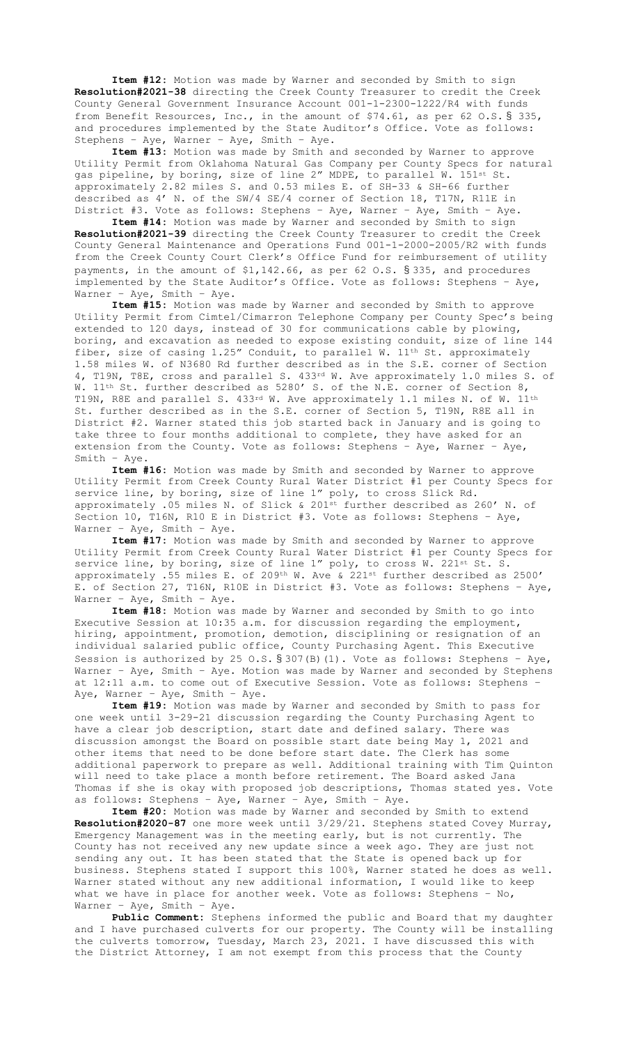**Item #12:** Motion was made by Warner and seconded by Smith to sign **Resolution#2021-38** directing the Creek County Treasurer to credit the Creek County General Government Insurance Account 001-1-2300-1222/R4 with funds from Benefit Resources, Inc., in the amount of $74.61, as per 62 O.S.§ 335, and procedures implemented by the State Auditor's Office. Vote as follows: Stephens – Aye, Warner – Aye, Smith – Aye.

**Item #13:** Motion was made by Smith and seconded by Warner to approve Utility Permit from Oklahoma Natural Gas Company per County Specs for natural gas pipeline, by boring, size of line 2" MDPE, to parallel W. 151st St. approximately 2.82 miles S. and 0.53 miles E. of SH-33 & SH-66 further described as 4' N. of the SW/4 SE/4 corner of Section 18, T17N, R11E in District #3. Vote as follows: Stephens – Aye, Warner – Aye, Smith – Aye.

**Item #14:** Motion was made by Warner and seconded by Smith to sign **Resolution#2021-39** directing the Creek County Treasurer to credit the Creek County General Maintenance and Operations Fund 001-1-2000-2005/R2 with funds from the Creek County Court Clerk's Office Fund for reimbursement of utility payments, in the amount of $1,142.66, as per 62 O.S.§335, and procedures implemented by the State Auditor's Office. Vote as follows: Stephens – Aye, Warner – Aye, Smith – Aye.

**Item #15:** Motion was made by Warner and seconded by Smith to approve Utility Permit from Cimtel/Cimarron Telephone Company per County Spec's being extended to 120 days, instead of 30 for communications cable by plowing, boring, and excavation as needed to expose existing conduit, size of line 144 fiber, size of casing 1.25" Conduit, to parallel W. 11th St. approximately 1.58 miles W. of N3680 Rd further described as in the S.E. corner of Section 4, T19N, T8E, cross and parallel S. 433rd W. Ave approximately 1.0 miles S. of W. 11th St. further described as 5280' S. of the N.E. corner of Section 8, T19N, R8E and parallel S. 433rd W. Ave approximately 1.1 miles N. of W. 11th St. further described as in the S.E. corner of Section 5, T19N, R8E all in District #2. Warner stated this job started back in January and is going to take three to four months additional to complete, they have asked for an extension from the County. Vote as follows: Stephens – Aye, Warner – Aye, Smith – Aye.

**Item #16:** Motion was made by Smith and seconded by Warner to approve Utility Permit from Creek County Rural Water District #1 per County Specs for service line, by boring, size of line 1" poly, to cross Slick Rd. approximately .05 miles N. of Slick & 201st further described as 260' N. of Section 10, T16N, R10 E in District #3. Vote as follows: Stephens – Aye, Warner – Aye, Smith – Aye.

**Item #17:** Motion was made by Smith and seconded by Warner to approve Utility Permit from Creek County Rural Water District #1 per County Specs for service line, by boring, size of line 1" poly, to cross W. 221st St. S. approximately .55 miles E. of 209th W. Ave & 221st further described as 2500' E. of Section 27, T16N, R10E in District #3. Vote as follows: Stephens – Aye, Warner – Aye, Smith – Aye.

**Item #18:** Motion was made by Warner and seconded by Smith to go into Executive Session at 10:35 a.m. for discussion regarding the employment, hiring, appointment, promotion, demotion, disciplining or resignation of an individual salaried public office, County Purchasing Agent. This Executive Session is authorized by 25 O.S.§307(B)(1). Vote as follows: Stephens – Aye, Warner – Aye, Smith – Aye. Motion was made by Warner and seconded by Stephens at 12:11 a.m. to come out of Executive Session. Vote as follows: Stephens – Aye, Warner – Aye, Smith – Aye.

**Item #19:** Motion was made by Warner and seconded by Smith to pass for one week until 3-29-21 discussion regarding the County Purchasing Agent to have a clear job description, start date and defined salary. There was discussion amongst the Board on possible start date being May 1, 2021 and other items that need to be done before start date. The Clerk has some additional paperwork to prepare as well. Additional training with Tim Quinton will need to take place a month before retirement. The Board asked Jana Thomas if she is okay with proposed job descriptions, Thomas stated yes. Vote as follows: Stephens – Aye, Warner – Aye, Smith – Aye.

**Item #20:** Motion was made by Warner and seconded by Smith to extend **Resolution#2020-87** one more week until 3/29/21. Stephens stated Covey Murray, Emergency Management was in the meeting early, but is not currently. The County has not received any new update since a week ago. They are just not sending any out. It has been stated that the State is opened back up for business. Stephens stated I support this 100%, Warner stated he does as well. Warner stated without any new additional information, I would like to keep what we have in place for another week. Vote as follows: Stephens – No, Warner – Aye, Smith – Aye.

**Public Comment:** Stephens informed the public and Board that my daughter and I have purchased culverts for our property. The County will be installing the culverts tomorrow, Tuesday, March 23, 2021. I have discussed this with the District Attorney, I am not exempt from this process that the County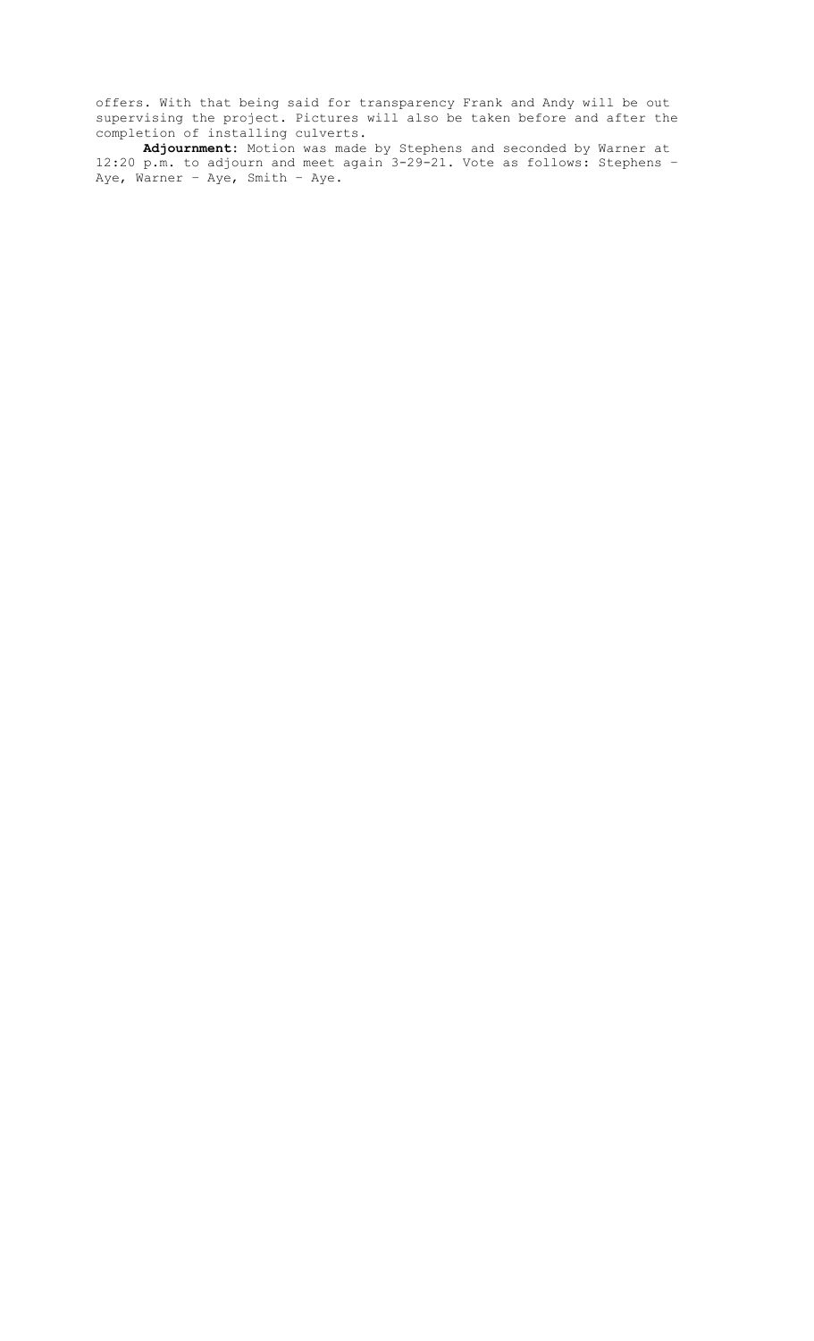offers. With that being said for transparency Frank and Andy will be out supervising the project. Pictures will also be taken before and after the completion of installing culverts.

**Adjournment**: Motion was made by Stephens and seconded by Warner at 12:20 p.m. to adjourn and meet again 3-29-21. Vote as follows: Stephens – Aye, Warner – Aye, Smith – Aye.